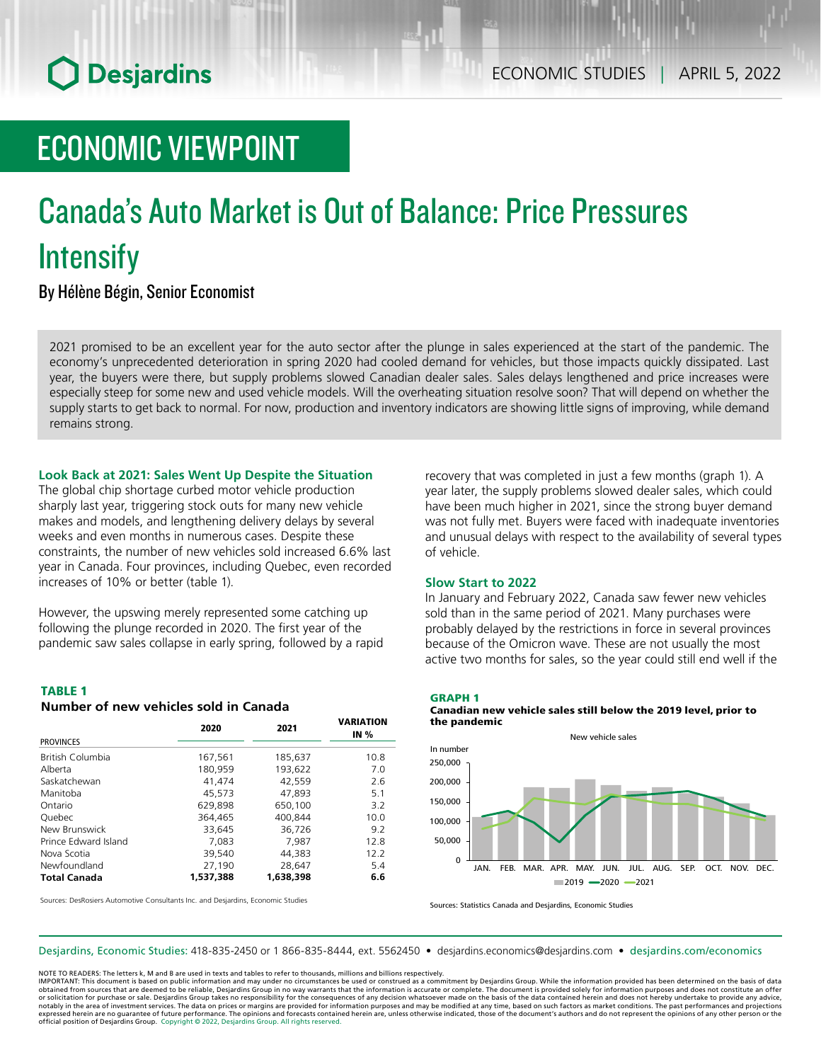ECONOMIC STUDIES | APRIL 5, 2022

# ECONOMIC VIEWPOINT

# Canada's Auto Market is Out of Balance: Price Pressures Intensify

By Hélène Bégin, Senior Economist

2021 promised to be an excellent year for the auto sector after the plunge in sales experienced at the start of the pandemic. The economy's unprecedented deterioration in spring 2020 had cooled demand for vehicles, but those impacts quickly dissipated. Last year, the buyers were there, but supply problems slowed Canadian dealer sales. Sales delays lengthened and price increases were especially steep for some new and used vehicle models. Will the overheating situation resolve soon? That will depend on whether the supply starts to get back to normal. For now, production and inventory indicators are showing little signs of improving, while demand remains strong.

## Look Back at 2021: Sales Went Up Despite the Situation

The global chip shortage curbed motor vehicle production sharply last year, triggering stock outs for many new vehicle makes and models, and lengthening delivery delays by several weeks and even months in numerous cases. Despite these constraints, the number of new vehicles sold increased 6.6% last year in Canada. Four provinces, including Quebec, even recorded increases of 10% or better (table 1).

However, the upswing merely represented some catching up following the plunge recorded in 2020. The first year of the pandemic saw sales collapse in early spring, followed by a rapid recovery that was completed in just a few months (graph 1). A year later, the supply problems slowed dealer sales, which could have been much higher in 2021, since the strong buyer demand was not fully met. Buyers were faced with inadequate inventories and unusual delays with respect to the availability of several types of vehicle.

**TABLE 1**
**Number of new vehicles sold in Canada**

| PROVINCES | 2020 | 2021 | VARIATION IN % |
|---|---|---|---|
| British Columbia | 167,561 | 185,637 | 10.8 |
| Alberta | 180,959 | 193,622 | 7.0 |
| Saskatchewan | 41,474 | 42,559 | 2.6 |
| Manitoba | 45,573 | 47,893 | 5.1 |
| Ontario | 629,898 | 650,100 | 3.2 |
| Quebec | 364,465 | 400,844 | 10.0 |
| New Brunswick | 33,645 | 36,726 | 9.2 |
| Prince Edward Island | 7,083 | 7,987 | 12.8 |
| Nova Scotia | 39,540 | 44,383 | 12.2 |
| Newfoundland | 27,190 | 28,647 | 5.4 |
| **Total Canada** | **1,537,388** | **1,638,398** | **6.6** |

Sources: DesRosiers Automotive Consultants Inc. and Desjardins, Economic Studies

## Slow Start to 2022

In January and February 2022, Canada saw fewer new vehicles sold than in the same period of 2021. Many purchases were probably delayed by the restrictions in force in several provinces because of the Omicron wave. These are not usually the most active two months for sales, so the year could still end well if the

**GRAPH 1**
**Canadian new vehicle sales still below the 2019 level, prior to the pandemic**

Sources: Statistics Canada and Desjardins, Economic Studies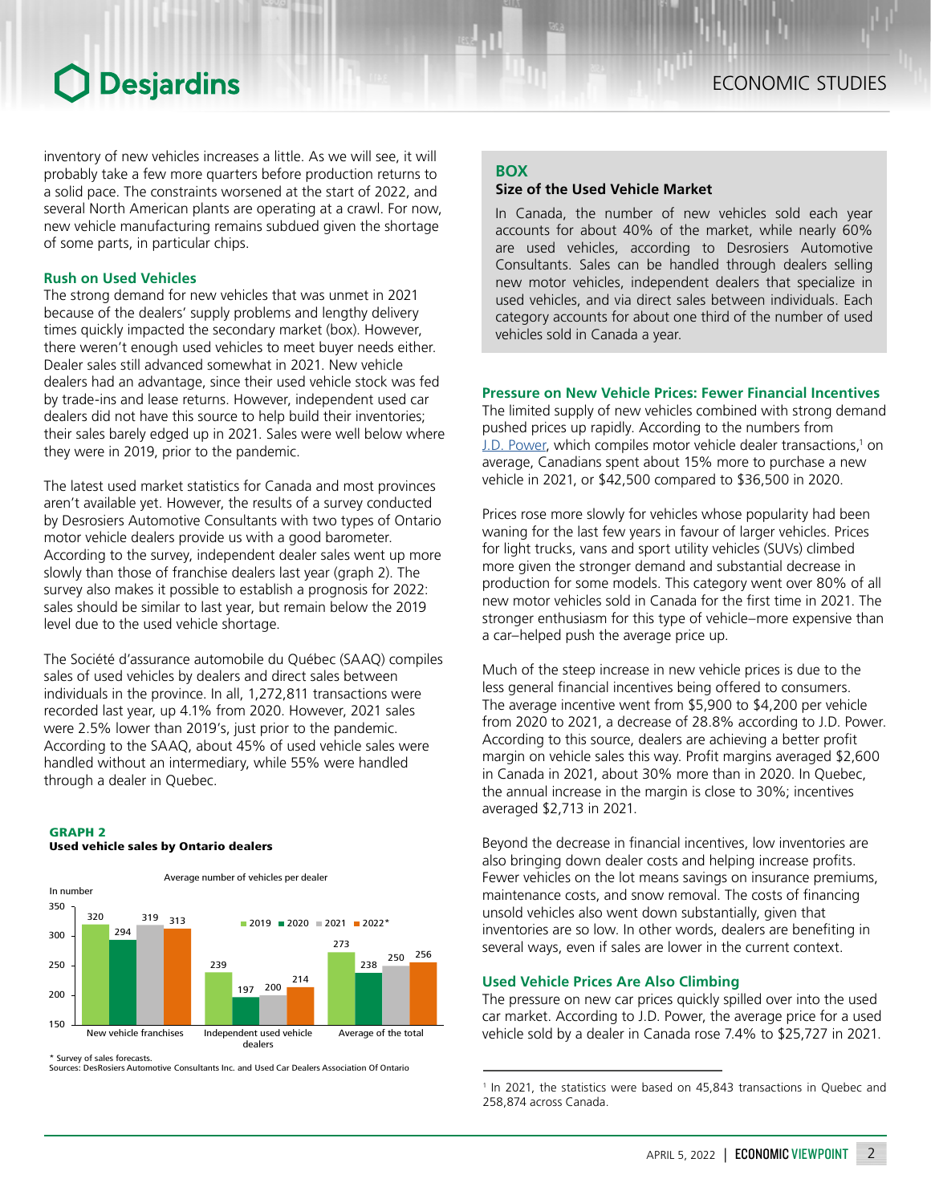inventory of new vehicles increases a little. As we will see, it will probably take a few more quarters before production returns to a solid pace. The constraints worsened at the start of 2022, and several North American plants are operating at a crawl. For now, new vehicle manufacturing remains subdued given the shortage of some parts, in particular chips.

### Rush on Used Vehicles

The strong demand for new vehicles that was unmet in 2021 because of the dealers' supply problems and lengthy delivery times quickly impacted the secondary market (box). However, there weren't enough used vehicles to meet buyer needs either. Dealer sales still advanced somewhat in 2021. New vehicle dealers had an advantage, since their used vehicle stock was fed by trade-ins and lease returns. However, independent used car dealers did not have this source to help build their inventories; their sales barely edged up in 2021. Sales were well below where they were in 2019, prior to the pandemic.

The latest used market statistics for Canada and most provinces aren't available yet. However, the results of a survey conducted by Desrosiers Automotive Consultants with two types of Ontario motor vehicle dealers provide us with a good barometer. According to the survey, independent dealer sales went up more slowly than those of franchise dealers last year (graph 2). The survey also makes it possible to establish a prognosis for 2022: sales should be similar to last year, but remain below the 2019 level due to the used vehicle shortage.

The Société d'assurance automobile du Québec (SAAQ) compiles sales of used vehicles by dealers and direct sales between individuals in the province. In all, 1,272,811 transactions were recorded last year, up 4.1% from 2020. However, 2021 sales were 2.5% lower than 2019's, just prior to the pandemic. According to the SAAQ, about 45% of used vehicle sales were handled without an intermediary, while 55% were handled through a dealer in Quebec.

**GRAPH 2**
**Used vehicle sales by Ontario dealers**

Average number of vehicles per dealer (In number)

| | 2019 | 2020 | 2021 | 2022* |
|---|---|---|---|---|
| New vehicle franchises | 320 | 294 | 319 | 313 |
| Independent used vehicle dealers | 239 | 197 | 200 | 214 |
| Average of the total | 273 | 238 | 250 | 256 |

\* Survey of sales forecasts.
Sources: DesRosiers Automotive Consultants Inc. and Used Car Dealers Association Of Ontario

> **BOX**
> **Size of the Used Vehicle Market**
>
> In Canada, the number of new vehicles sold each year accounts for about 40% of the market, while nearly 60% are used vehicles, according to Desrosiers Automotive Consultants. Sales can be handled through dealers selling new motor vehicles, independent dealers that specialize in used vehicles, and via direct sales between individuals. Each category accounts for about one third of the number of used vehicles sold in Canada a year.

### Pressure on New Vehicle Prices: Fewer Financial Incentives

The limited supply of new vehicles combined with strong demand pushed prices up rapidly. According to the numbers from J.D. Power, which compiles motor vehicle dealer transactions,[1] on average, Canadians spent about 15% more to purchase a new vehicle in 2021, or $42,500 compared to $36,500 in 2020.

Prices rose more slowly for vehicles whose popularity had been waning for the last few years in favour of larger vehicles. Prices for light trucks, vans and sport utility vehicles (SUVs) climbed more given the stronger demand and substantial decrease in production for some models. This category went over 80% of all new motor vehicles sold in Canada for the first time in 2021. The stronger enthusiasm for this type of vehicle–more expensive than a car–helped push the average price up.

Much of the steep increase in new vehicle prices is due to the less general financial incentives being offered to consumers. The average incentive went from $5,900 to $4,200 per vehicle from 2020 to 2021, a decrease of 28.8% according to J.D. Power. According to this source, dealers are achieving a better profit margin on vehicle sales this way. Profit margins averaged $2,600 in Canada in 2021, about 30% more than in 2020. In Quebec, the annual increase in the margin is close to 30%; incentives averaged $2,713 in 2021.

Beyond the decrease in financial incentives, low inventories are also bringing down dealer costs and helping increase profits. Fewer vehicles on the lot means savings on insurance premiums, maintenance costs, and snow removal. The costs of financing unsold vehicles also went down substantially, given that inventories are so low. In other words, dealers are benefiting in several ways, even if sales are lower in the current context.

### Used Vehicle Prices Are Also Climbing

The pressure on new car prices quickly spilled over into the used car market. According to J.D. Power, the average price for a used vehicle sold by a dealer in Canada rose 7.4% to $25,727 in 2021.

[1] In 2021, the statistics were based on 45,843 transactions in Quebec and 258,874 across Canada.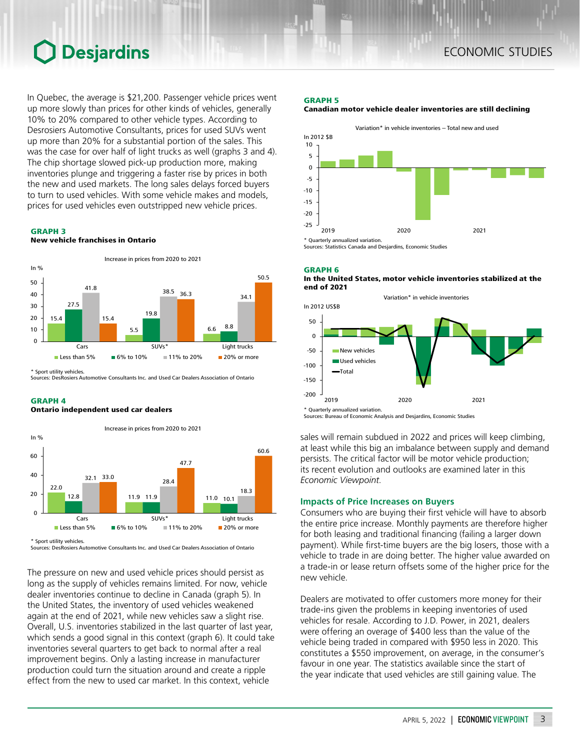In Quebec, the average is $21,200. Passenger vehicle prices went up more slowly than prices for other kinds of vehicles, generally 10% to 20% compared to other vehicle types. According to Desrosiers Automotive Consultants, prices for used SUVs went up more than 20% for a substantial portion of the sales. This was the case for over half of light trucks as well (graphs 3 and 4). The chip shortage slowed pick-up production more, making inventories plunge and triggering a faster rise by prices in both the new and used markets. The long sales delays forced buyers to turn to used vehicles. With some vehicle makes and models, prices for used vehicles even outstripped new vehicle prices.

**GRAPH 3**
**New vehicle franchises in Ontario**

Increase in prices from 2020 to 2021 (In %)

| | Less than 5% | 6% to 10% | 11% to 20% | 20% or more |
|---|---|---|---|---|
| Cars | 15.4 | 27.5 | 41.8 | 15.4 |
| SUVs* | 5.5 | 19.8 | 38.5 | 36.3 |
| Light trucks | 6.6 | 8.8 | 34.1 | 50.5 |

* Sport utility vehicles.
Sources: DesRosiers Automotive Consultants Inc. and Used Car Dealers Association of Ontario

**GRAPH 4**
**Ontario independent used car dealers**

Increase in prices from 2020 to 2021 (In %)

| | Less than 5% | 6% to 10% | 11% to 20% | 20% or more |
|---|---|---|---|---|
| Cars | 22.0 | 12.8 | 32.1 | 33.0 |
| SUVs* | 11.9 | 11.9 | 28.4 | 47.7 |
| Light trucks | 11.0 | 10.1 | 18.3 | 60.6 |

* Sport utility vehicles.
Sources: DesRosiers Automotive Consultants Inc. and Used Car Dealers Association of Ontario

The pressure on new and used vehicle prices should persist as long as the supply of vehicles remains limited. For now, vehicle dealer inventories continue to decline in Canada (graph 5). In the United States, the inventory of used vehicles weakened again at the end of 2021, while new vehicles saw a slight rise. Overall, U.S. inventories stabilized in the last quarter of last year, which sends a good signal in this context (graph 6). It could take inventories several quarters to get back to normal after a real improvement begins. Only a lasting increase in manufacturer production could turn the situation around and create a ripple effect from the new to used car market. In this context, vehicle sales will remain subdued in 2022 and prices will keep climbing, at least while this big an imbalance between supply and demand persists. The critical factor will be motor vehicle production; its recent evolution and outlooks are examined later in this *Economic Viewpoint*.

**GRAPH 5**
**Canadian motor vehicle dealer inventories are still declining**

Variation* in vehicle inventories – Total new and used (In 2012 $B)

* Quarterly annualized variation.
Sources: Statistics Canada and Desjardins, Economic Studies

**GRAPH 6**
**In the United States, motor vehicle inventories stabilized at the end of 2021**

Variation* in vehicle inventories (In 2012 US$B) — New vehicles, Used vehicles, Total

* Quarterly annualized variation.
Sources: Bureau of Economic Analysis and Desjardins, Economic Studies

## Impacts of Price Increases on Buyers

Consumers who are buying their first vehicle will have to absorb the entire price increase. Monthly payments are therefore higher for both leasing and traditional financing (failing a larger down payment). While first-time buyers are the big losers, those with a vehicle to trade in are doing better. The higher value awarded on a trade-in or lease return offsets some of the higher price for the new vehicle.

Dealers are motivated to offer customers more money for their trade-ins given the problems in keeping inventories of used vehicles for resale. According to J.D. Power, in 2021, dealers were offering an overage of $400 less than the value of the vehicle being traded in compared with $950 less in 2020. This constitutes a $550 improvement, on average, in the consumer's favour in one year. The statistics available since the start of the year indicate that used vehicles are still gaining value. The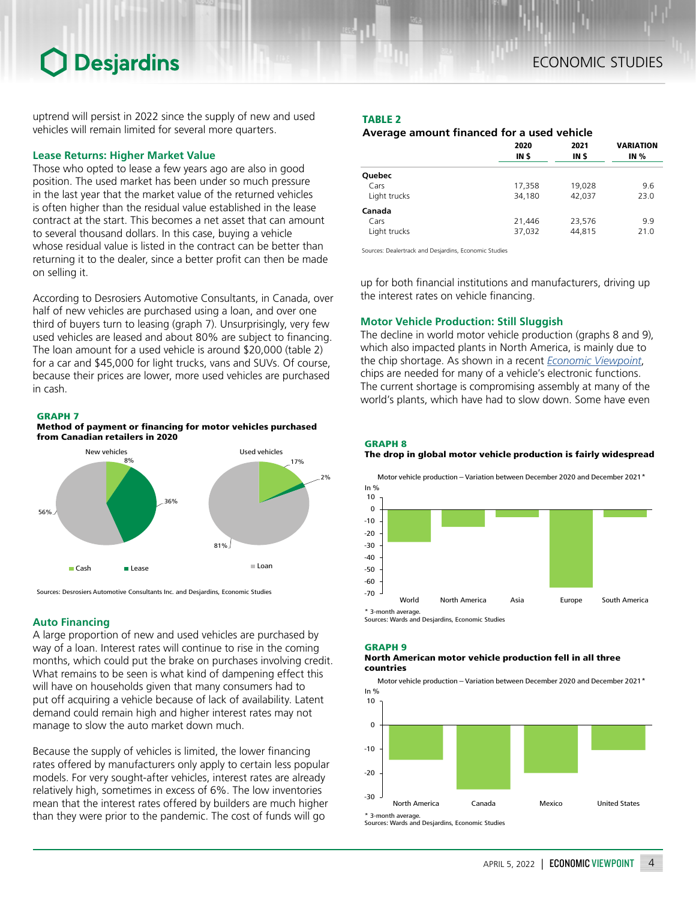uptrend will persist in 2022 since the supply of new and used vehicles will remain limited for several more quarters.

### Lease Returns: Higher Market Value

Those who opted to lease a few years ago are also in good position. The used market has been under so much pressure in the last year that the market value of the returned vehicles is often higher than the residual value established in the lease contract at the start. This becomes a net asset that can amount to several thousand dollars. In this case, buying a vehicle whose residual value is listed in the contract can be better than returning it to the dealer, since a better profit can then be made on selling it.

According to Desrosiers Automotive Consultants, in Canada, over half of new vehicles are purchased using a loan, and over one third of buyers turn to leasing (graph 7). Unsurprisingly, very few used vehicles are leased and about 80% are subject to financing. The loan amount for a used vehicle is around $20,000 (table 2) for a car and $45,000 for light trucks, vans and SUVs. Of course, because their prices are lower, more used vehicles are purchased in cash.

**GRAPH 7**
**Method of payment or financing for motor vehicles purchased from Canadian retailers in 2020**

New vehicles: Cash 8%, Lease 36%, Loan 56%

Used vehicles: Cash 17%, Lease 2%, Loan 81%

Sources: Desrosiers Automotive Consultants Inc. and Desjardins, Economic Studies

### Auto Financing

A large proportion of new and used vehicles are purchased by way of a loan. Interest rates will continue to rise in the coming months, which could put the brake on purchases involving credit. What remains to be seen is what kind of dampening effect this will have on households given that many consumers had to put off acquiring a vehicle because of lack of availability. Latent demand could remain high and higher interest rates may not manage to slow the auto market down much.

Because the supply of vehicles is limited, the lower financing rates offered by manufacturers only apply to certain less popular models. For very sought-after vehicles, interest rates are already relatively high, sometimes in excess of 6%. The low inventories mean that the interest rates offered by builders are much higher than they were prior to the pandemic. The cost of funds will go up for both financial institutions and manufacturers, driving up the interest rates on vehicle financing.

**TABLE 2**
**Average amount financed for a used vehicle**

| | 2020 IN $ | 2021 IN $ | VARIATION IN % |
|---|---|---|---|
| **Quebec** | | | |
| Cars | 17,358 | 19,028 | 9.6 |
| Light trucks | 34,180 | 42,037 | 23.0 |
| **Canada** | | | |
| Cars | 21,446 | 23,576 | 9.9 |
| Light trucks | 37,032 | 44,815 | 21.0 |

Sources: Dealertrack and Desjardins, Economic Studies

### Motor Vehicle Production: Still Sluggish

The decline in world motor vehicle production (graphs 8 and 9), which also impacted plants in North America, is mainly due to the chip shortage. As shown in a recent *Economic Viewpoint*, chips are needed for many of a vehicle's electronic functions. The current shortage is compromising assembly at many of the world's plants, which have had to slow down. Some have even

**GRAPH 8**
**The drop in global motor vehicle production is fairly widespread**

Motor vehicle production – Variation between December 2020 and December 2021*

In %; categories: World, North America, Asia, Europe, South America

\* 3-month average.
Sources: Wards and Desjardins, Economic Studies

**GRAPH 9**
**North American motor vehicle production fell in all three countries**

Motor vehicle production – Variation between December 2020 and December 2021*

In %; categories: North America, Canada, Mexico, United States

\* 3-month average.
Sources: Wards and Desjardins, Economic Studies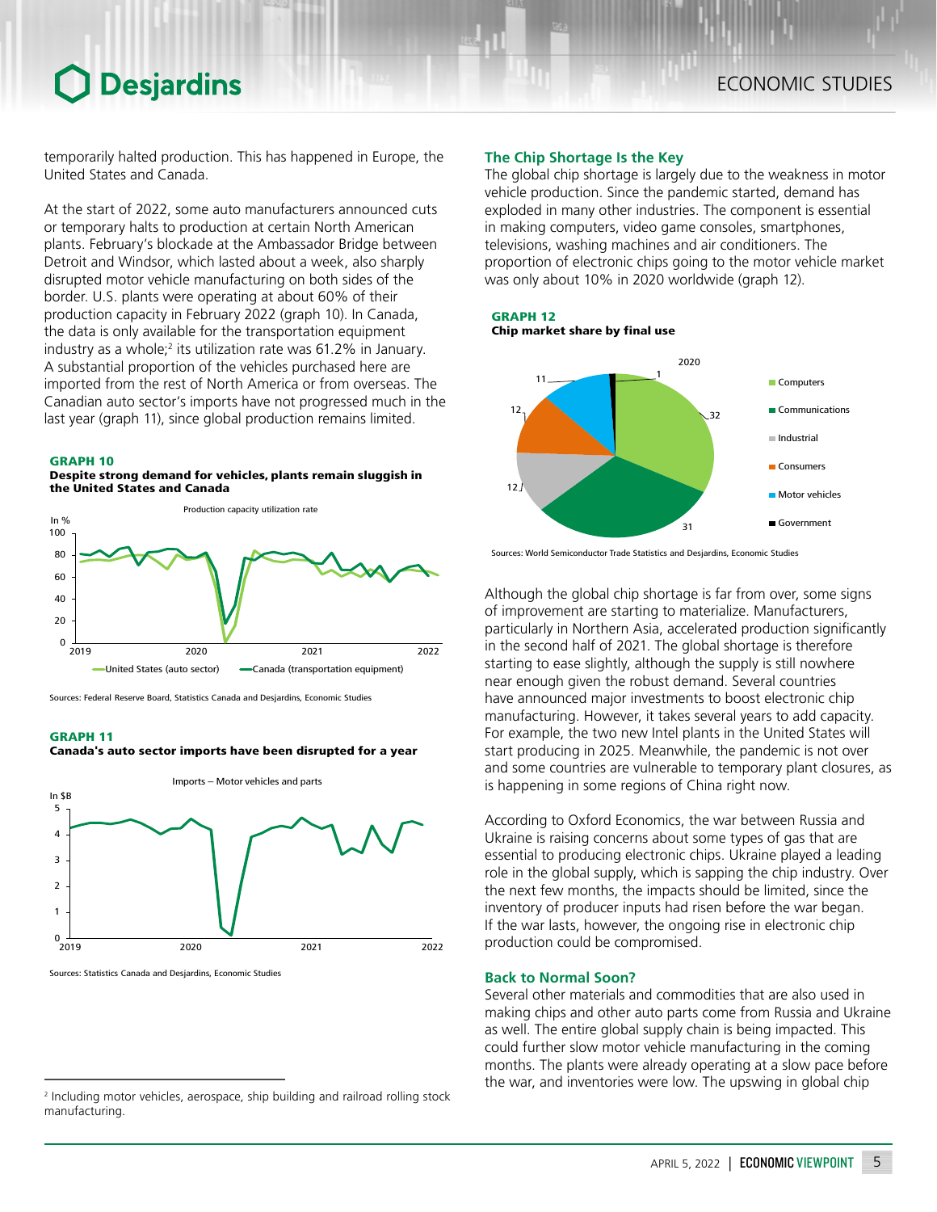temporarily halted production. This has happened in Europe, the United States and Canada.

At the start of 2022, some auto manufacturers announced cuts or temporary halts to production at certain North American plants. February's blockade at the Ambassador Bridge between Detroit and Windsor, which lasted about a week, also sharply disrupted motor vehicle manufacturing on both sides of the border. U.S. plants were operating at about 60% of their production capacity in February 2022 (graph 10). In Canada, the data is only available for the transportation equipment industry as a whole;[2] its utilization rate was 61.2% in January. A substantial proportion of the vehicles purchased here are imported from the rest of North America or from overseas. The Canadian auto sector's imports have not progressed much in the last year (graph 11), since global production remains limited.

**GRAPH 10**
**Despite strong demand for vehicles, plants remain sluggish in the United States and Canada**

Production capacity utilization rate

Sources: Federal Reserve Board, Statistics Canada and Desjardins, Economic Studies

**GRAPH 11**
**Canada's auto sector imports have been disrupted for a year**

Imports – Motor vehicles and parts

Sources: Statistics Canada and Desjardins, Economic Studies

## The Chip Shortage Is the Key

The global chip shortage is largely due to the weakness in motor vehicle production. Since the pandemic started, demand has exploded in many other industries. The component is essential in making computers, video game consoles, smartphones, televisions, washing machines and air conditioners. The proportion of electronic chips going to the motor vehicle market was only about 10% in 2020 worldwide (graph 12).

**GRAPH 12**
**Chip market share by final use**

2020

Sources: World Semiconductor Trade Statistics and Desjardins, Economic Studies

Although the global chip shortage is far from over, some signs of improvement are starting to materialize. Manufacturers, particularly in Northern Asia, accelerated production significantly in the second half of 2021. The global shortage is therefore starting to ease slightly, although the supply is still nowhere near enough given the robust demand. Several countries have announced major investments to boost electronic chip manufacturing. However, it takes several years to add capacity. For example, the two new Intel plants in the United States will start producing in 2025. Meanwhile, the pandemic is not over and some countries are vulnerable to temporary plant closures, as is happening in some regions of China right now.

According to Oxford Economics, the war between Russia and Ukraine is raising concerns about some types of gas that are essential to producing electronic chips. Ukraine played a leading role in the global supply, which is sapping the chip industry. Over the next few months, the impacts should be limited, since the inventory of producer inputs had risen before the war began. If the war lasts, however, the ongoing rise in electronic chip production could be compromised.

## Back to Normal Soon?

Several other materials and commodities that are also used in making chips and other auto parts come from Russia and Ukraine as well. The entire global supply chain is being impacted. This could further slow motor vehicle manufacturing in the coming months. The plants were already operating at a slow pace before the war, and inventories were low. The upswing in global chip

---

[2] Including motor vehicles, aerospace, ship building and railroad rolling stock manufacturing.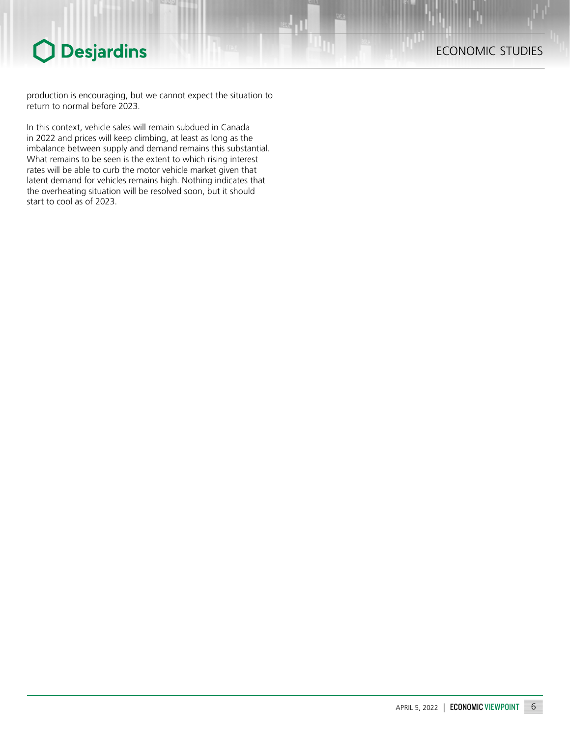production is encouraging, but we cannot expect the situation to return to normal before 2023.

In this context, vehicle sales will remain subdued in Canada in 2022 and prices will keep climbing, at least as long as the imbalance between supply and demand remains this substantial. What remains to be seen is the extent to which rising interest rates will be able to curb the motor vehicle market given that latent demand for vehicles remains high. Nothing indicates that the overheating situation will be resolved soon, but it should start to cool as of 2023.